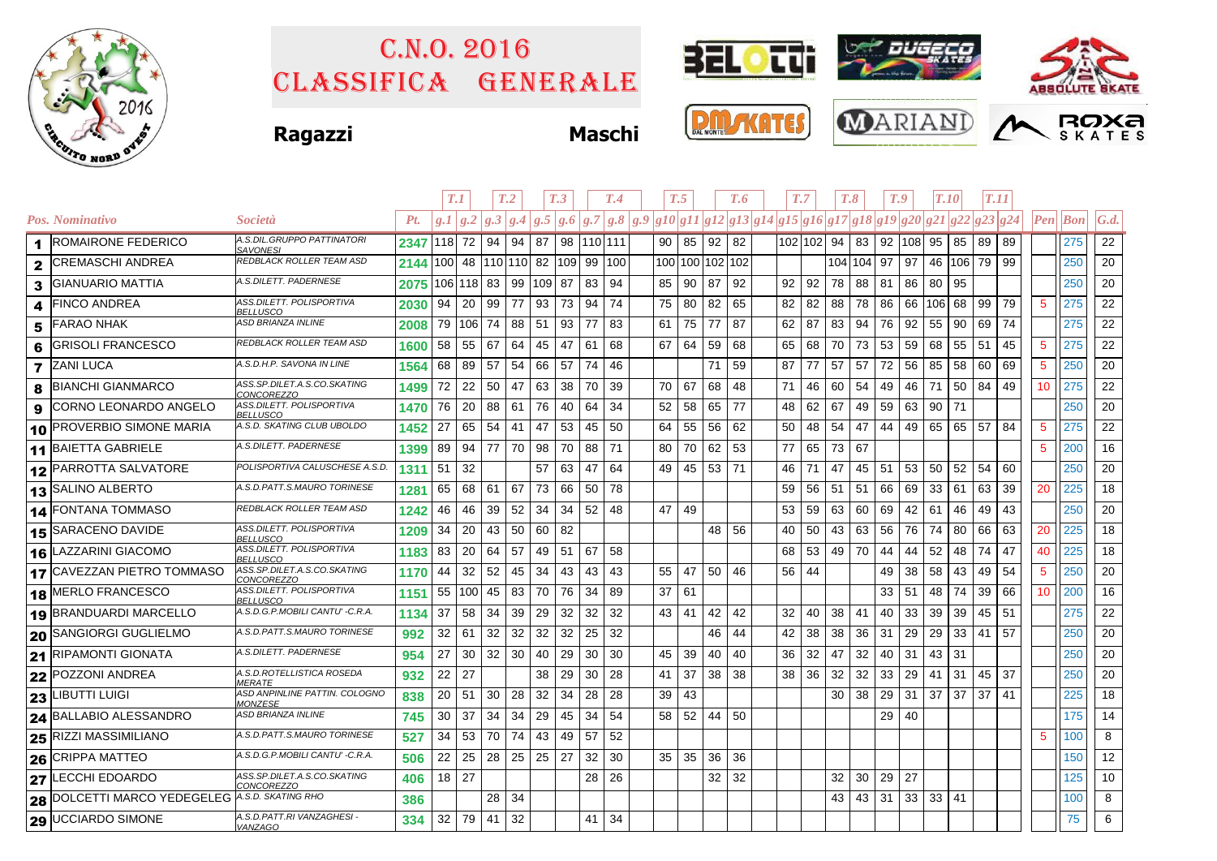# C.N.O. 2016
# Classifica Generale

**Ragazzi** **Maschi**

| Pos. | Nominativo | Società | Pt. | T.1 | | T.2 | | T.3 | | T.4 | | | T.5 | | T.6 | | | T.7 | | T.8 | | T.9 | | T.10 | | T.11 | | Pen | Bon | G.d. |
|---|---|---|---|---|---|---|---|---|---|---|---|---|---|---|---|---|---|---|---|---|---|---|---|---|---|---|---|---|---|---|
| | | | | g.1 | g.2 | g.3 | g.4 | g.5 | g.6 | g.7 | g.8 | g.9 | g10 | g11 | g12 | g13 | g14 | g15 | g16 | g17 | g18 | g19 | g20 | g21 | g22 | g23 | g24 | | | |
| 1 | ROMAIRONE FEDERICO | A.S.DIL.GRUPPO PATTINATORI SAVONESI | 2347 | 118 | 72 | 94 | 94 | 87 | 98 | 110 | 111 | | 90 | 85 | 92 | 82 | | 102 | 102 | 94 | 83 | 92 | 108 | 95 | 85 | 89 | 89 | | 275 | 22 |
| 2 | CREMASCHI ANDREA | REDBLACK ROLLER TEAM ASD | 2144 | 100 | 48 | 110 | 110 | 82 | 109 | 99 | 100 | | 100 | 100 | 102 | 102 | | | | 104 | 104 | 97 | 97 | 46 | 106 | 79 | 99 | | 250 | 20 |
| 3 | GIANUARIO MATTIA | A.S.DILETT. PADERNESE | 2075 | 106 | 118 | 83 | 99 | 109 | 87 | 83 | 94 | | 85 | 90 | 87 | 92 | | 92 | 92 | 78 | 88 | 81 | 86 | 80 | 95 | | | | 250 | 20 |
| 4 | FINCO ANDREA | ASS.DILETT. POLISPORTIVA BELLUSCO | 2030 | 94 | 20 | 99 | 77 | 93 | 73 | 94 | 74 | | 75 | 80 | 82 | 65 | | 82 | 82 | 88 | 78 | 86 | 66 | 106 | 68 | 99 | 79 | 5 | 275 | 22 |
| 5 | FARAO NHAK | ASD BRIANZA INLINE | 2008 | 79 | 106 | 74 | 88 | 51 | 93 | 77 | 83 | | 61 | 75 | 77 | 87 | | 62 | 87 | 83 | 94 | 76 | 92 | 55 | 90 | 69 | 74 | | 275 | 22 |
| 6 | GRISOLI FRANCESCO | REDBLACK ROLLER TEAM ASD | 1600 | 58 | 55 | 67 | 64 | 45 | 47 | 61 | 68 | | 67 | 64 | 59 | 68 | | 65 | 68 | 70 | 73 | 53 | 59 | 68 | 55 | 51 | 45 | 5 | 275 | 22 |
| 7 | ZANI LUCA | A.S.D.H.P. SAVONA IN LINE | 1564 | 68 | 89 | 57 | 54 | 66 | 57 | 74 | 46 | | | | 71 | 59 | | 87 | 77 | 57 | 57 | 72 | 56 | 85 | 58 | 60 | 69 | 5 | 250 | 20 |
| 8 | BIANCHI GIANMARCO | ASS.SP.DILET.A.S.CO.SKATING CONCOREZZO | 1499 | 72 | 22 | 50 | 47 | 63 | 38 | 70 | 39 | | 70 | 67 | 68 | 48 | | 71 | 46 | 60 | 54 | 49 | 46 | 71 | 50 | 84 | 49 | 10 | 275 | 22 |
| 9 | CORNO LEONARDO ANGELO | ASS.DILETT. POLISPORTIVA BELLUSCO | 1470 | 76 | 20 | 88 | 61 | 76 | 40 | 64 | 34 | | 52 | 58 | 65 | 77 | | 48 | 62 | 67 | 49 | 59 | 63 | 90 | 71 | | | | 250 | 20 |
| 10 | PROVERBIO SIMONE MARIA | A.S.D. SKATING CLUB UBOLDO | 1452 | 27 | 65 | 54 | 41 | 47 | 53 | 45 | 50 | | 64 | 55 | 56 | 62 | | 50 | 48 | 54 | 47 | 44 | 49 | 65 | 65 | 57 | 84 | 5 | 275 | 22 |
| 11 | BAIETTA GABRIELE | A.S.DILETT. PADERNESE | 1399 | 89 | 94 | 77 | 70 | 98 | 70 | 88 | 71 | | 80 | 70 | 62 | 53 | | 77 | 65 | 73 | 67 | | | | | | | 5 | 200 | 16 |
| 12 | PARROTTA SALVATORE | POLISPORTIVA CALUSCHESE A.S.D. | 1311 | 51 | 32 | | | 57 | 63 | 47 | 64 | | 49 | 45 | 53 | 71 | | 46 | 71 | 47 | 45 | 51 | 53 | 50 | 52 | 54 | 60 | | 250 | 20 |
| 13 | SALINO ALBERTO | A.S.D.PATT.S.MAURO TORINESE | 1281 | 65 | 68 | 61 | 67 | 73 | 66 | 50 | 78 | | | | | | | 59 | 56 | 51 | 51 | 66 | 69 | 33 | 61 | 63 | 39 | 20 | 225 | 18 |
| 14 | FONTANA TOMMASO | REDBLACK ROLLER TEAM ASD | 1242 | 46 | 46 | 39 | 52 | 34 | 34 | 52 | 48 | | 47 | 49 | | | | 53 | 59 | 63 | 60 | 69 | 42 | 61 | 46 | 49 | 43 | | 250 | 20 |
| 15 | SARACENO DAVIDE | ASS.DILETT. POLISPORTIVA BELLUSCO | 1209 | 34 | 20 | 43 | 50 | 60 | 82 | | | | | | 48 | 56 | | 40 | 50 | 43 | 63 | 56 | 76 | 74 | 80 | 66 | 63 | 20 | 225 | 18 |
| 16 | LAZZARINI GIACOMO | ASS.DILETT. POLISPORTIVA BELLUSCO | 1183 | 83 | 20 | 64 | 57 | 49 | 51 | 67 | 58 | | | | | | | 68 | 53 | 49 | 70 | 44 | 44 | 52 | 48 | 74 | 47 | 40 | 225 | 18 |
| 17 | CAVEZZAN PIETRO TOMMASO | ASS.SP.DILET.A.S.CO.SKATING CONCOREZZO | 1170 | 44 | 32 | 52 | 45 | 34 | 43 | 43 | 43 | | 55 | 47 | 50 | 46 | | 56 | 44 | | | 49 | 38 | 58 | 43 | 49 | 54 | 5 | 250 | 20 |
| 18 | MERLO FRANCESCO | ASS.DILETT. POLISPORTIVA BELLUSCO | 1151 | 55 | 100 | 45 | 83 | 70 | 76 | 34 | 89 | | 37 | 61 | | | | | | | | 33 | 51 | 48 | 74 | 39 | 66 | 10 | 200 | 16 |
| 19 | BRANDUARDI MARCELLO | A.S.D.G.P.MOBILI CANTU' -C.R.A. | 1134 | 37 | 58 | 34 | 39 | 29 | 32 | 32 | 32 | | 43 | 41 | 42 | 42 | | 32 | 40 | 38 | 41 | 40 | 33 | 39 | 39 | 45 | 51 | | 275 | 22 |
| 20 | SANGIORGI GUGLIELMO | A.S.D.PATT.S.MAURO TORINESE | 992 | 32 | 61 | 32 | 32 | 32 | 32 | 25 | 32 | | | | 46 | 44 | | 42 | 38 | 38 | 36 | 31 | 29 | 29 | 33 | 41 | 57 | | 250 | 20 |
| 21 | RIPAMONTI GIONATA | A.S.DILETT. PADERNESE | 954 | 27 | 30 | 32 | 30 | 40 | 29 | 30 | 30 | | 45 | 39 | 40 | 40 | | 36 | 32 | 47 | 32 | 40 | 31 | 43 | 31 | | | | 250 | 20 |
| 22 | POZZONI ANDREA | A.S.D.ROTELLISTICA ROSEDA MERATE | 932 | 22 | 27 | | | 38 | 29 | 30 | 28 | | 41 | 37 | 38 | 38 | | 38 | 36 | 32 | 32 | 33 | 29 | 41 | 31 | 45 | 37 | | 250 | 20 |
| 23 | LIBUTTI LUIGI | ASD ANPINLINE PATTIN. COLOGNO MONZESE | 838 | 20 | 51 | 30 | 28 | 32 | 34 | 28 | 28 | | 39 | 43 | | | | | | 30 | 38 | 29 | 31 | 37 | 37 | 37 | 41 | | 225 | 18 |
| 24 | BALLABIO ALESSANDRO | ASD BRIANZA INLINE | 745 | 30 | 37 | 34 | 34 | 29 | 45 | 34 | 54 | | 58 | 52 | 44 | 50 | | | | | | 29 | 40 | | | | | | 175 | 14 |
| 25 | RIZZI MASSIMILIANO | A.S.D.PATT.S.MAURO TORINESE | 527 | 34 | 53 | 70 | 74 | 43 | 49 | 57 | 52 | | | | | | | | | | | | | | | | | 5 | 100 | 8 |
| 26 | CRIPPA MATTEO | A.S.D.G.P.MOBILI CANTU' -C.R.A. | 506 | 22 | 25 | 28 | 25 | 25 | 27 | 32 | 30 | | 35 | 35 | 36 | 36 | | | | | | | | | | | | | 150 | 12 |
| 27 | LECCHI EDOARDO | ASS.SP.DILET.A.S.CO.SKATING CONCOREZZO | 406 | 18 | 27 | | | | | 28 | 26 | | | | 32 | 32 | | | | 32 | 30 | 29 | 27 | | | | | | 125 | 10 |
| 28 | DOLCETTI MARCO YEDEGELEG | A.S.D. SKATING RHO | 386 | | | 28 | 34 | | | | | | | | | | | | | 43 | 43 | 31 | 33 | 33 | 41 | | | | 100 | 8 |
| 29 | UCCIARDO SIMONE | A.S.D.PATT.RI VANZAGHESI - VANZAGO | 334 | 32 | 79 | 41 | 32 | | | 41 | 34 | | | | | | | | | | | | | | | | | | 75 | 6 |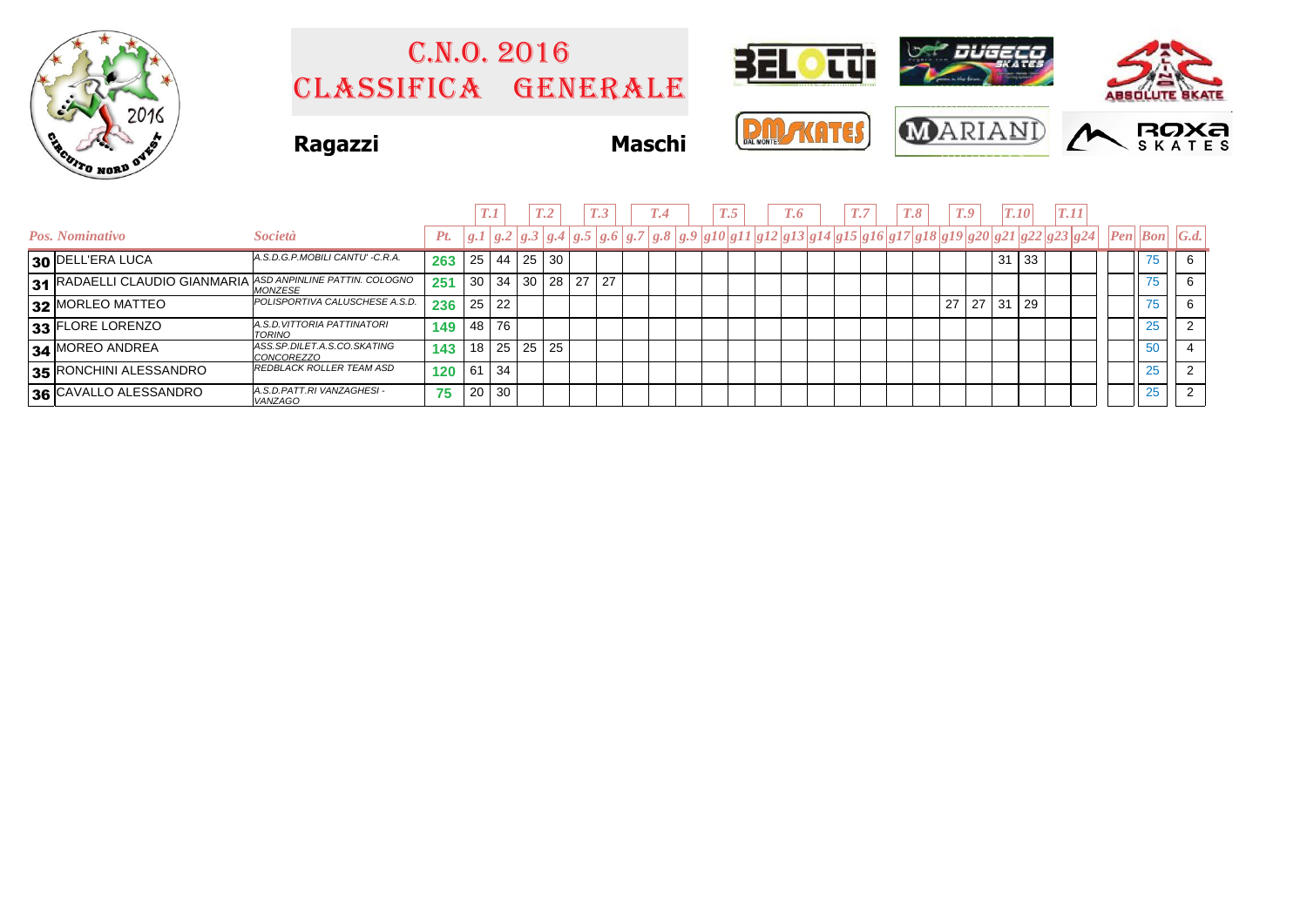# C.N.O. 2016
# CLASSIFICA GENERALE

**Ragazzi** **Maschi**

| Pos. | Nominativo | Società | Pt. | T.1 | | T.2 | | T.3 | | T.4 | | | T.5 | | T.6 | | | T.7 | | T.8 | | T.9 | | T.10 | | T.11 | | Pen | Bon | G.d. |
|---|---|---|---|---|---|---|---|---|---|---|---|---|---|---|---|---|---|---|---|---|---|---|---|---|---|---|---|---|---|---|
| | | | | g.1 | g.2 | g.3 | g.4 | g.5 | g.6 | g.7 | g.8 | g.9 | g10 | g11 | g12 | g13 | g14 | g15 | g16 | g17 | g18 | g19 | g20 | g21 | g22 | g23 | g24 | | | |
| 30 | DELL'ERA LUCA | A.S.D.G.P.MOBILI CANTU' -C.R.A. | 263 | 25 | 44 | 25 | 30 | | | | | | | | | | | | | | | | | 31 | 33 | | | | 75 | 6 |
| 31 | RADAELLI CLAUDIO GIANMARIA | ASD ANPINLINE PATTIN. COLOGNO MONZESE | 251 | 30 | 34 | 30 | 28 | 27 | 27 | | | | | | | | | | | | | | | | | | | | 75 | 6 |
| 32 | MORLEO MATTEO | POLISPORTIVA CALUSCHESE A.S.D. | 236 | 25 | 22 | | | | | | | | | | | | | | | | | 27 | 27 | 31 | 29 | | | | 75 | 6 |
| 33 | FLORE LORENZO | A.S.D.VITTORIA PATTINATORI TORINO | 149 | 48 | 76 | | | | | | | | | | | | | | | | | | | | | | | | 25 | 2 |
| 34 | MOREO ANDREA | ASS.SP.DILET.A.S.CO.SKATING CONCOREZZO | 143 | 18 | 25 | 25 | 25 | | | | | | | | | | | | | | | | | | | | | | 50 | 4 |
| 35 | RONCHINI ALESSANDRO | REDBLACK ROLLER TEAM ASD | 120 | 61 | 34 | | | | | | | | | | | | | | | | | | | | | | | | 25 | 2 |
| 36 | CAVALLO ALESSANDRO | A.S.D.PATT.RI VANZAGHESI - VANZAGO | 75 | 20 | 30 | | | | | | | | | | | | | | | | | | | | | | | | 25 | 2 |